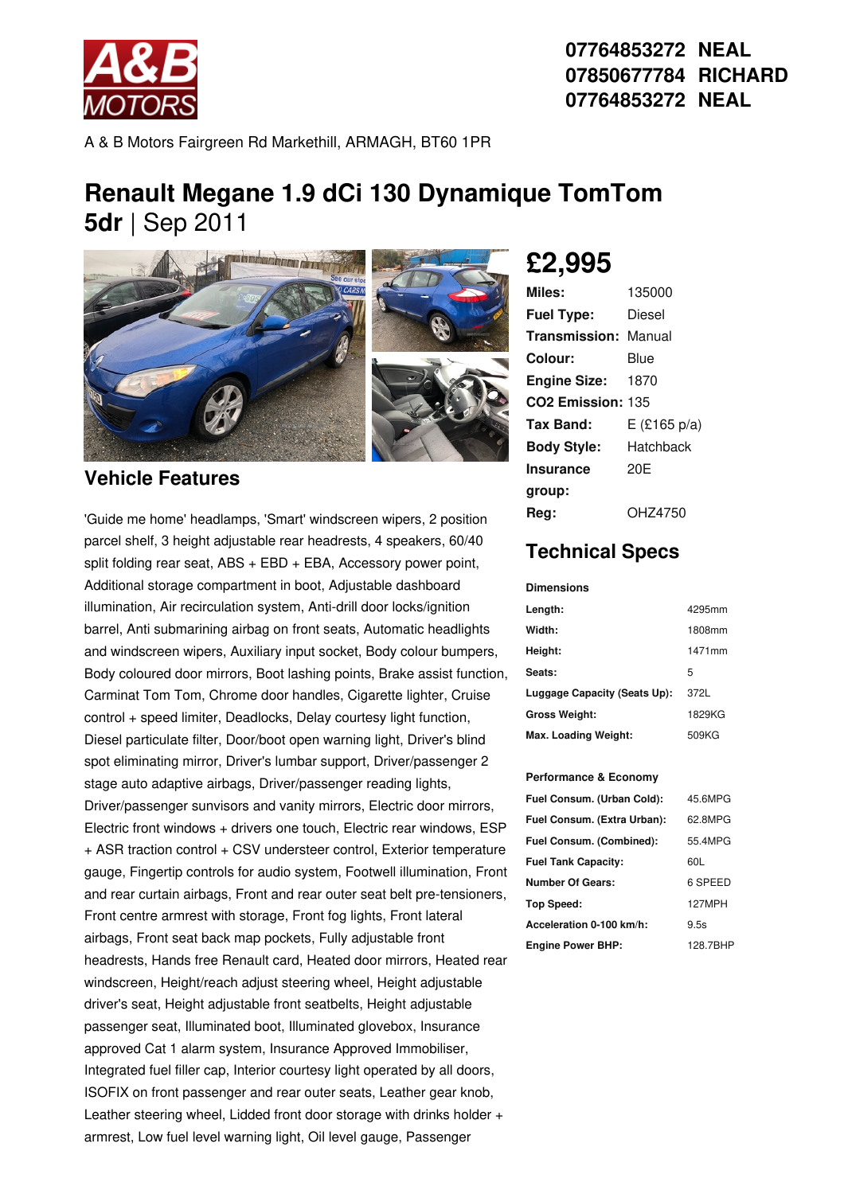07764853272 NEAL
07850677784 RICHARD
07764853272 NEAL

A & B Motors Fairgreen Rd Markethill, ARMAGH, BT60 1PR

# Renault Megane 1.9 dCi 130 Dynamique TomTom 5dr | Sep 2011

## £2,995

| | |
|---|---|
| **Miles:** | 135000 |
| **Fuel Type:** | Diesel |
| **Transmission:** | Manual |
| **Colour:** | Blue |
| **Engine Size:** | 1870 |
| **CO2 Emission:** | 135 |
| **Tax Band:** | E (£165 p/a) |
| **Body Style:** | Hatchback |
| **Insurance group:** | 20E |
| **Reg:** | OHZ4750 |

## Technical Specs

**Dimensions**

| | |
|---|---|
| **Length:** | 4295mm |
| **Width:** | 1808mm |
| **Height:** | 1471mm |
| **Seats:** | 5 |
| **Luggage Capacity (Seats Up):** | 372L |
| **Gross Weight:** | 1829KG |
| **Max. Loading Weight:** | 509KG |

**Performance & Economy**

| | |
|---|---|
| **Fuel Consum. (Urban Cold):** | 45.6MPG |
| **Fuel Consum. (Extra Urban):** | 62.8MPG |
| **Fuel Consum. (Combined):** | 55.4MPG |
| **Fuel Tank Capacity:** | 60L |
| **Number Of Gears:** | 6 SPEED |
| **Top Speed:** | 127MPH |
| **Acceleration 0-100 km/h:** | 9.5s |
| **Engine Power BHP:** | 128.7BHP |

## Vehicle Features

'Guide me home' headlamps, 'Smart' windscreen wipers, 2 position parcel shelf, 3 height adjustable rear headrests, 4 speakers, 60/40 split folding rear seat, ABS + EBD + EBA, Accessory power point, Additional storage compartment in boot, Adjustable dashboard illumination, Air recirculation system, Anti-drill door locks/ignition barrel, Anti submarining airbag on front seats, Automatic headlights and windscreen wipers, Auxiliary input socket, Body colour bumpers, Body coloured door mirrors, Boot lashing points, Brake assist function, Carminat Tom Tom, Chrome door handles, Cigarette lighter, Cruise control + speed limiter, Deadlocks, Delay courtesy light function, Diesel particulate filter, Door/boot open warning light, Driver's blind spot eliminating mirror, Driver's lumbar support, Driver/passenger 2 stage auto adaptive airbags, Driver/passenger reading lights, Driver/passenger sunvisors and vanity mirrors, Electric door mirrors, Electric front windows + drivers one touch, Electric rear windows, ESP + ASR traction control + CSV understeer control, Exterior temperature gauge, Fingertip controls for audio system, Footwell illumination, Front and rear curtain airbags, Front and rear outer seat belt pre-tensioners, Front centre armrest with storage, Front fog lights, Front lateral airbags, Front seat back map pockets, Fully adjustable front headrests, Hands free Renault card, Heated door mirrors, Heated rear windscreen, Height/reach adjust steering wheel, Height adjustable driver's seat, Height adjustable front seatbelts, Height adjustable passenger seat, Illuminated boot, Illuminated glovebox, Insurance approved Cat 1 alarm system, Insurance Approved Immobiliser, Integrated fuel filler cap, Interior courtesy light operated by all doors, ISOFIX on front passenger and rear outer seats, Leather gear knob, Leather steering wheel, Lidded front door storage with drinks holder + armrest, Low fuel level warning light, Oil level gauge, Passenger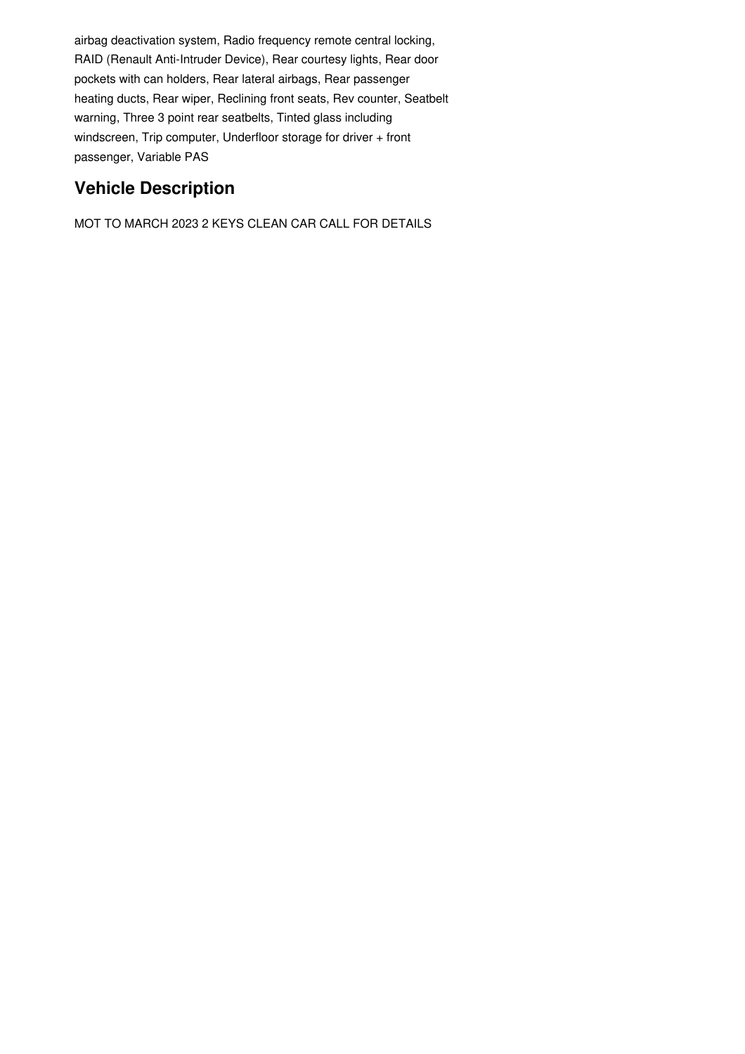airbag deactivation system, Radio frequency remote central locking, RAID (Renault Anti-Intruder Device), Rear courtesy lights, Rear door pockets with can holders, Rear lateral airbags, Rear passenger heating ducts, Rear wiper, Reclining front seats, Rev counter, Seatbelt warning, Three 3 point rear seatbelts, Tinted glass including windscreen, Trip computer, Underfloor storage for driver + front passenger, Variable PAS

## Vehicle Description

MOT TO MARCH 2023 2 KEYS CLEAN CAR CALL FOR DETAILS